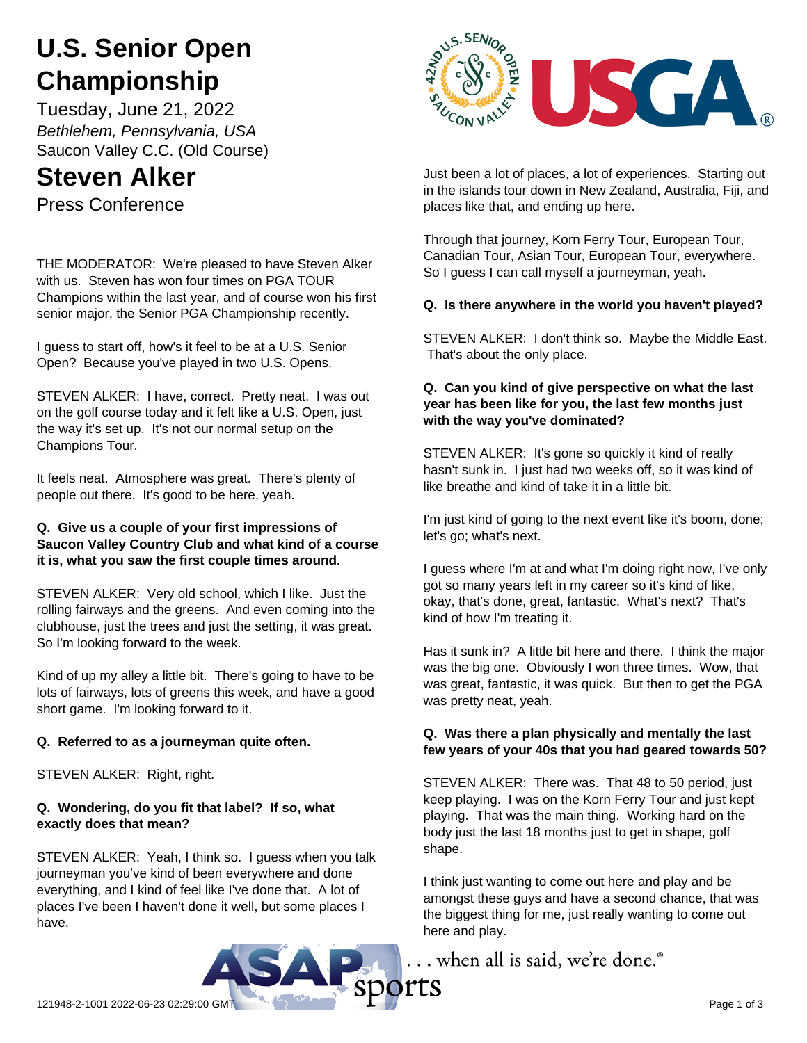# U.S. Senior Open Championship

Tuesday, June 21, 2022

*Bethlehem, Pennsylvania, USA*

Saucon Valley C.C. (Old Course)

# Steven Alker

Press Conference

THE MODERATOR: We're pleased to have Steven Alker with us. Steven has won four times on PGA TOUR Champions within the last year, and of course won his first senior major, the Senior PGA Championship recently.

I guess to start off, how's it feel to be at a U.S. Senior Open? Because you've played in two U.S. Opens.

STEVEN ALKER: I have, correct. Pretty neat. I was out on the golf course today and it felt like a U.S. Open, just the way it's set up. It's not our normal setup on the Champions Tour.

It feels neat. Atmosphere was great. There's plenty of people out there. It's good to be here, yeah.

**Q. Give us a couple of your first impressions of Saucon Valley Country Club and what kind of a course it is, what you saw the first couple times around.**

STEVEN ALKER: Very old school, which I like. Just the rolling fairways and the greens. And even coming into the clubhouse, just the trees and just the setting, it was great. So I'm looking forward to the week.

Kind of up my alley a little bit. There's going to have to be lots of fairways, lots of greens this week, and have a good short game. I'm looking forward to it.

**Q. Referred to as a journeyman quite often.**

STEVEN ALKER: Right, right.

**Q. Wondering, do you fit that label? If so, what exactly does that mean?**

STEVEN ALKER: Yeah, I think so. I guess when you talk journeyman you've kind of been everywhere and done everything, and I kind of feel like I've done that. A lot of places I've been I haven't done it well, but some places I have.

Just been a lot of places, a lot of experiences. Starting out in the islands tour down in New Zealand, Australia, Fiji, and places like that, and ending up here.

Through that journey, Korn Ferry Tour, European Tour, Canadian Tour, Asian Tour, European Tour, everywhere. So I guess I can call myself a journeyman, yeah.

**Q. Is there anywhere in the world you haven't played?**

STEVEN ALKER: I don't think so. Maybe the Middle East. That's about the only place.

**Q. Can you kind of give perspective on what the last year has been like for you, the last few months just with the way you've dominated?**

STEVEN ALKER: It's gone so quickly it kind of really hasn't sunk in. I just had two weeks off, so it was kind of like breathe and kind of take it in a little bit.

I'm just kind of going to the next event like it's boom, done; let's go; what's next.

I guess where I'm at and what I'm doing right now, I've only got so many years left in my career so it's kind of like, okay, that's done, great, fantastic. What's next? That's kind of how I'm treating it.

Has it sunk in? A little bit here and there. I think the major was the big one. Obviously I won three times. Wow, that was great, fantastic, it was quick. But then to get the PGA was pretty neat, yeah.

**Q. Was there a plan physically and mentally the last few years of your 40s that you had geared towards 50?**

STEVEN ALKER: There was. That 48 to 50 period, just keep playing. I was on the Korn Ferry Tour and just kept playing. That was the main thing. Working hard on the body just the last 18 months just to get in shape, golf shape.

I think just wanting to come out here and play and be amongst these guys and have a second chance, that was the biggest thing for me, just really wanting to come out here and play.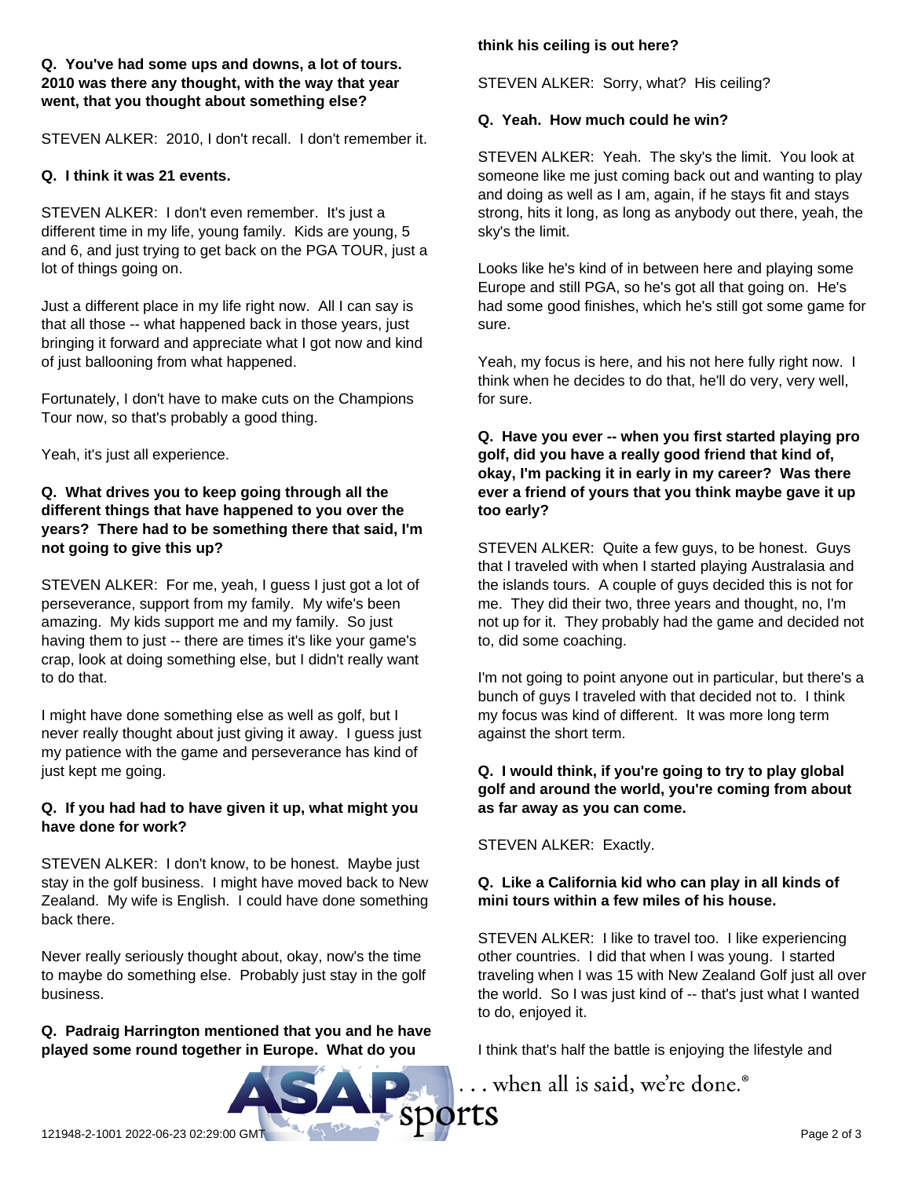**Q. You've had some ups and downs, a lot of tours. 2010 was there any thought, with the way that year went, that you thought about something else?**

STEVEN ALKER: 2010, I don't recall. I don't remember it.

**Q. I think it was 21 events.**

STEVEN ALKER: I don't even remember. It's just a different time in my life, young family. Kids are young, 5 and 6, and just trying to get back on the PGA TOUR, just a lot of things going on.

Just a different place in my life right now. All I can say is that all those -- what happened back in those years, just bringing it forward and appreciate what I got now and kind of just ballooning from what happened.

Fortunately, I don't have to make cuts on the Champions Tour now, so that's probably a good thing.

Yeah, it's just all experience.

**Q. What drives you to keep going through all the different things that have happened to you over the years? There had to be something there that said, I'm not going to give this up?**

STEVEN ALKER: For me, yeah, I guess I just got a lot of perseverance, support from my family. My wife's been amazing. My kids support me and my family. So just having them to just -- there are times it's like your game's crap, look at doing something else, but I didn't really want to do that.

I might have done something else as well as golf, but I never really thought about just giving it away. I guess just my patience with the game and perseverance has kind of just kept me going.

**Q. If you had had to have given it up, what might you have done for work?**

STEVEN ALKER: I don't know, to be honest. Maybe just stay in the golf business. I might have moved back to New Zealand. My wife is English. I could have done something back there.

Never really seriously thought about, okay, now's the time to maybe do something else. Probably just stay in the golf business.

**Q. Padraig Harrington mentioned that you and he have played some round together in Europe. What do you think his ceiling is out here?**

STEVEN ALKER: Sorry, what? His ceiling?

**Q. Yeah. How much could he win?**

STEVEN ALKER: Yeah. The sky's the limit. You look at someone like me just coming back out and wanting to play and doing as well as I am, again, if he stays fit and stays strong, hits it long, as long as anybody out there, yeah, the sky's the limit.

Looks like he's kind of in between here and playing some Europe and still PGA, so he's got all that going on. He's had some good finishes, which he's still got some game for sure.

Yeah, my focus is here, and his not here fully right now. I think when he decides to do that, he'll do very, very well, for sure.

**Q. Have you ever -- when you first started playing pro golf, did you have a really good friend that kind of, okay, I'm packing it in early in my career? Was there ever a friend of yours that you think maybe gave it up too early?**

STEVEN ALKER: Quite a few guys, to be honest. Guys that I traveled with when I started playing Australasia and the islands tours. A couple of guys decided this is not for me. They did their two, three years and thought, no, I'm not up for it. They probably had the game and decided not to, did some coaching.

I'm not going to point anyone out in particular, but there's a bunch of guys I traveled with that decided not to. I think my focus was kind of different. It was more long term against the short term.

**Q. I would think, if you're going to try to play global golf and around the world, you're coming from about as far away as you can come.**

STEVEN ALKER: Exactly.

**Q. Like a California kid who can play in all kinds of mini tours within a few miles of his house.**

STEVEN ALKER: I like to travel too. I like experiencing other countries. I did that when I was young. I started traveling when I was 15 with New Zealand Golf just all over the world. So I was just kind of -- that's just what I wanted to do, enjoyed it.

I think that's half the battle is enjoying the lifestyle and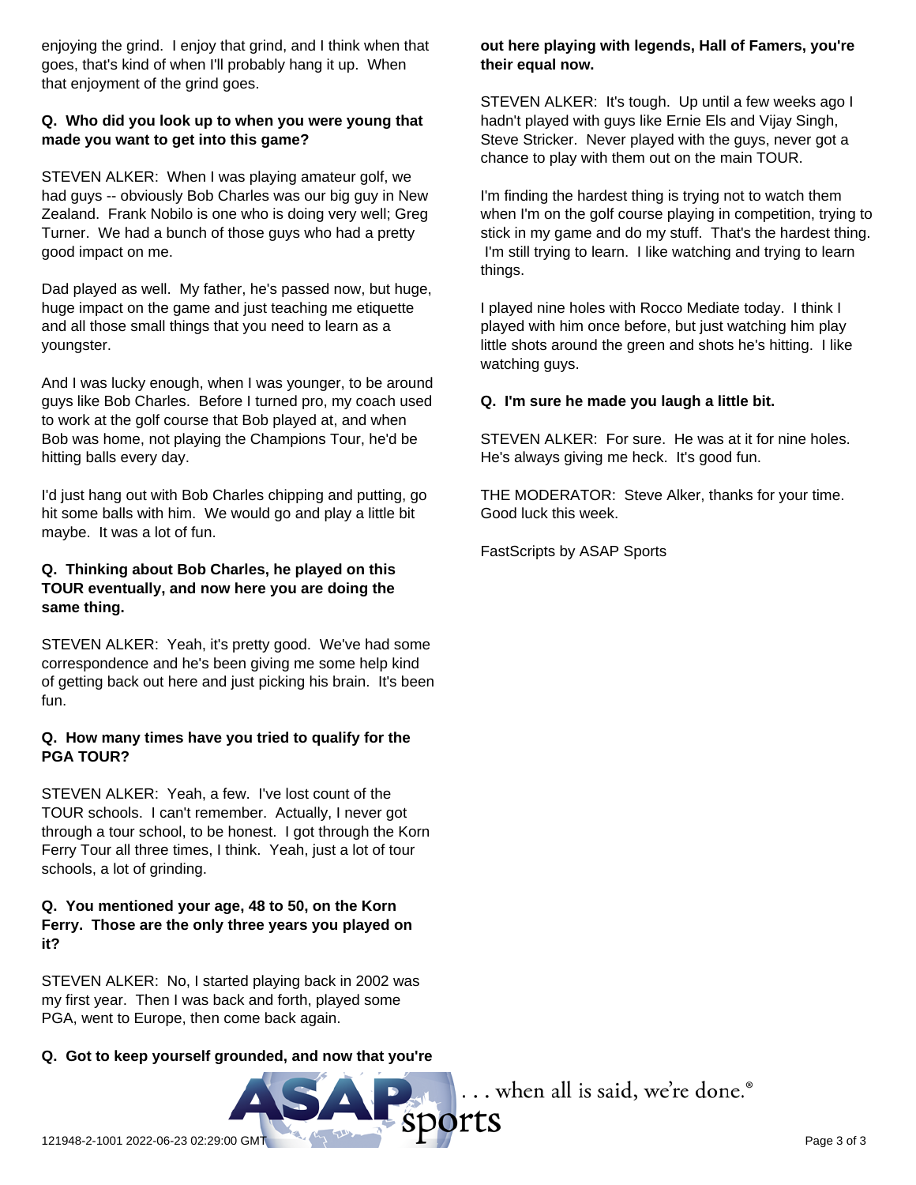enjoying the grind. I enjoy that grind, and I think when that goes, that's kind of when I'll probably hang it up. When that enjoyment of the grind goes.

**Q. Who did you look up to when you were young that made you want to get into this game?**

STEVEN ALKER: When I was playing amateur golf, we had guys -- obviously Bob Charles was our big guy in New Zealand. Frank Nobilo is one who is doing very well; Greg Turner. We had a bunch of those guys who had a pretty good impact on me.

Dad played as well. My father, he's passed now, but huge, huge impact on the game and just teaching me etiquette and all those small things that you need to learn as a youngster.

And I was lucky enough, when I was younger, to be around guys like Bob Charles. Before I turned pro, my coach used to work at the golf course that Bob played at, and when Bob was home, not playing the Champions Tour, he'd be hitting balls every day.

I'd just hang out with Bob Charles chipping and putting, go hit some balls with him. We would go and play a little bit maybe. It was a lot of fun.

**Q. Thinking about Bob Charles, he played on this TOUR eventually, and now here you are doing the same thing.**

STEVEN ALKER: Yeah, it's pretty good. We've had some correspondence and he's been giving me some help kind of getting back out here and just picking his brain. It's been fun.

**Q. How many times have you tried to qualify for the PGA TOUR?**

STEVEN ALKER: Yeah, a few. I've lost count of the TOUR schools. I can't remember. Actually, I never got through a tour school, to be honest. I got through the Korn Ferry Tour all three times, I think. Yeah, just a lot of tour schools, a lot of grinding.

**Q. You mentioned your age, 48 to 50, on the Korn Ferry. Those are the only three years you played on it?**

STEVEN ALKER: No, I started playing back in 2002 was my first year. Then I was back and forth, played some PGA, went to Europe, then come back again.

**Q. Got to keep yourself grounded, and now that you're out here playing with legends, Hall of Famers, you're their equal now.**

STEVEN ALKER: It's tough. Up until a few weeks ago I hadn't played with guys like Ernie Els and Vijay Singh, Steve Stricker. Never played with the guys, never got a chance to play with them out on the main TOUR.

I'm finding the hardest thing is trying not to watch them when I'm on the golf course playing in competition, trying to stick in my game and do my stuff. That's the hardest thing. I'm still trying to learn. I like watching and trying to learn things.

I played nine holes with Rocco Mediate today. I think I played with him once before, but just watching him play little shots around the green and shots he's hitting. I like watching guys.

**Q. I'm sure he made you laugh a little bit.**

STEVEN ALKER: For sure. He was at it for nine holes. He's always giving me heck. It's good fun.

THE MODERATOR: Steve Alker, thanks for your time. Good luck this week.

FastScripts by ASAP Sports